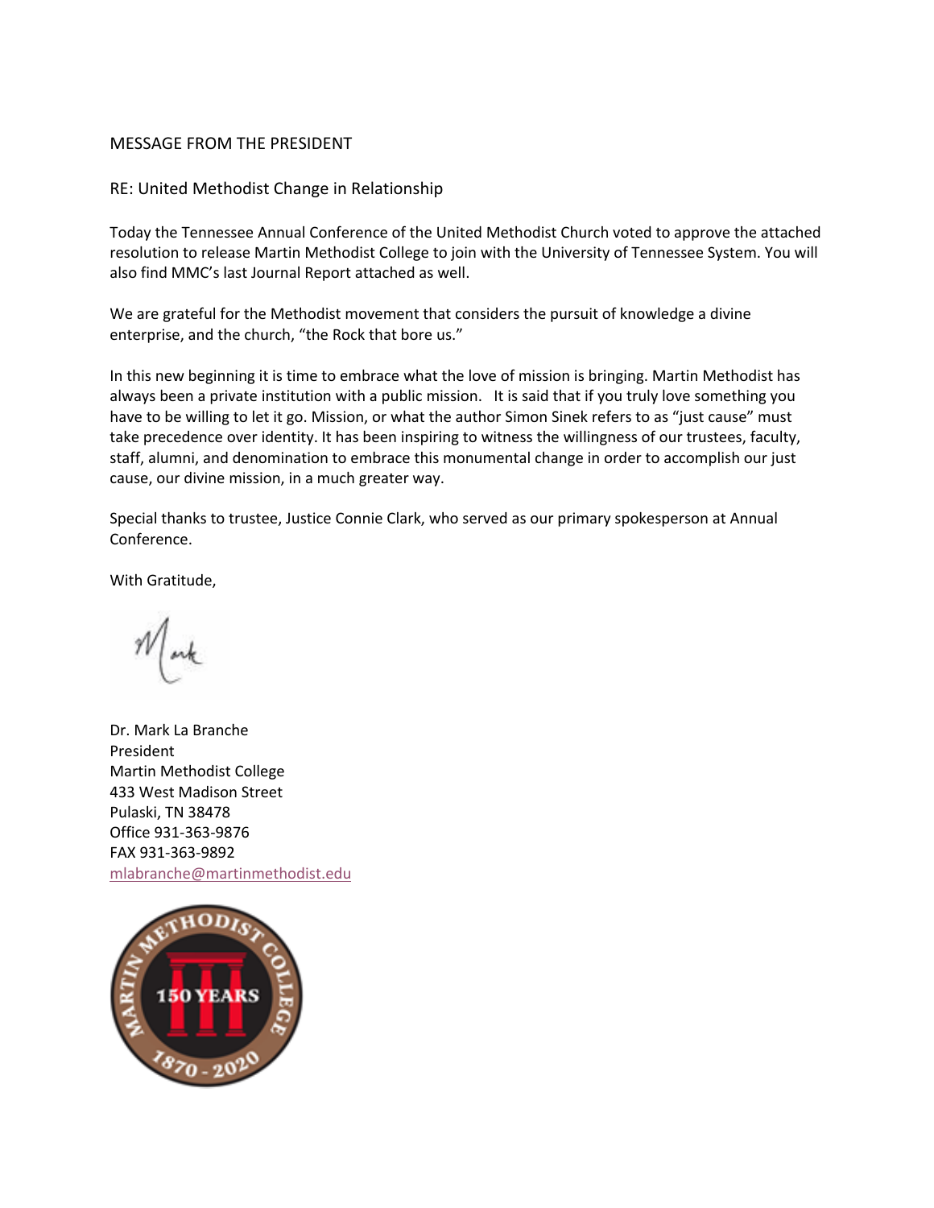MESSAGE FROM THE PRESIDENT

RE: United Methodist Change in Relationship

Today the Tennessee Annual Conference of the United Methodist Church voted to approve the attached resolution to release Martin Methodist College to join with the University of Tennessee System. You will also find MMC's last Journal Report attached as well.

We are grateful for the Methodist movement that considers the pursuit of knowledge a divine enterprise, and the church, "the Rock that bore us."

In this new beginning it is time to embrace what the love of mission is bringing. Martin Methodist has always been a private institution with a public mission. It is said that if you truly love something you have to be willing to let it go. Mission, or what the author Simon Sinek refers to as "just cause" must take precedence over identity. It has been inspiring to witness the willingness of our trustees, faculty, staff, alumni, and denomination to embrace this monumental change in order to accomplish our just cause, our divine mission, in a much greater way.

Special thanks to trustee, Justice Connie Clark, who served as our primary spokesperson at Annual Conference.

With Gratitude,

Mark

Dr. Mark La Branche
President
Martin Methodist College
433 West Madison Street
Pulaski, TN 38478
Office 931-363-9876
FAX 931-363-9892
mlabranche@martinmethodist.edu

MARTIN METHODIST COLLEGE
150 YEARS
1870 - 2020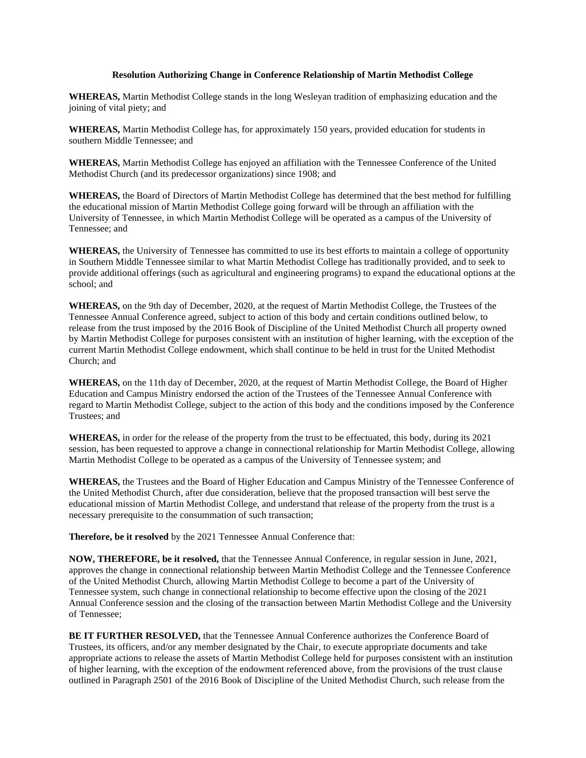**Resolution Authorizing Change in Conference Relationship of Martin Methodist College**

**WHEREAS,** Martin Methodist College stands in the long Wesleyan tradition of emphasizing education and the joining of vital piety; and

**WHEREAS,** Martin Methodist College has, for approximately 150 years, provided education for students in southern Middle Tennessee; and

**WHEREAS,** Martin Methodist College has enjoyed an affiliation with the Tennessee Conference of the United Methodist Church (and its predecessor organizations) since 1908; and

**WHEREAS,** the Board of Directors of Martin Methodist College has determined that the best method for fulfilling the educational mission of Martin Methodist College going forward will be through an affiliation with the University of Tennessee, in which Martin Methodist College will be operated as a campus of the University of Tennessee; and

**WHEREAS,** the University of Tennessee has committed to use its best efforts to maintain a college of opportunity in Southern Middle Tennessee similar to what Martin Methodist College has traditionally provided, and to seek to provide additional offerings (such as agricultural and engineering programs) to expand the educational options at the school; and

**WHEREAS,** on the 9th day of December, 2020, at the request of Martin Methodist College, the Trustees of the Tennessee Annual Conference agreed, subject to action of this body and certain conditions outlined below, to release from the trust imposed by the 2016 Book of Discipline of the United Methodist Church all property owned by Martin Methodist College for purposes consistent with an institution of higher learning, with the exception of the current Martin Methodist College endowment, which shall continue to be held in trust for the United Methodist Church; and

**WHEREAS,** on the 11th day of December, 2020, at the request of Martin Methodist College, the Board of Higher Education and Campus Ministry endorsed the action of the Trustees of the Tennessee Annual Conference with regard to Martin Methodist College, subject to the action of this body and the conditions imposed by the Conference Trustees; and

**WHEREAS,** in order for the release of the property from the trust to be effectuated, this body, during its 2021 session, has been requested to approve a change in connectional relationship for Martin Methodist College, allowing Martin Methodist College to be operated as a campus of the University of Tennessee system; and

**WHEREAS,** the Trustees and the Board of Higher Education and Campus Ministry of the Tennessee Conference of the United Methodist Church, after due consideration, believe that the proposed transaction will best serve the educational mission of Martin Methodist College, and understand that release of the property from the trust is a necessary prerequisite to the consummation of such transaction;

**Therefore, be it resolved** by the 2021 Tennessee Annual Conference that:

**NOW, THEREFORE, be it resolved,** that the Tennessee Annual Conference, in regular session in June, 2021, approves the change in connectional relationship between Martin Methodist College and the Tennessee Conference of the United Methodist Church, allowing Martin Methodist College to become a part of the University of Tennessee system, such change in connectional relationship to become effective upon the closing of the 2021 Annual Conference session and the closing of the transaction between Martin Methodist College and the University of Tennessee;

**BE IT FURTHER RESOLVED,** that the Tennessee Annual Conference authorizes the Conference Board of Trustees, its officers, and/or any member designated by the Chair, to execute appropriate documents and take appropriate actions to release the assets of Martin Methodist College held for purposes consistent with an institution of higher learning, with the exception of the endowment referenced above, from the provisions of the trust clause outlined in Paragraph 2501 of the 2016 Book of Discipline of the United Methodist Church, such release from the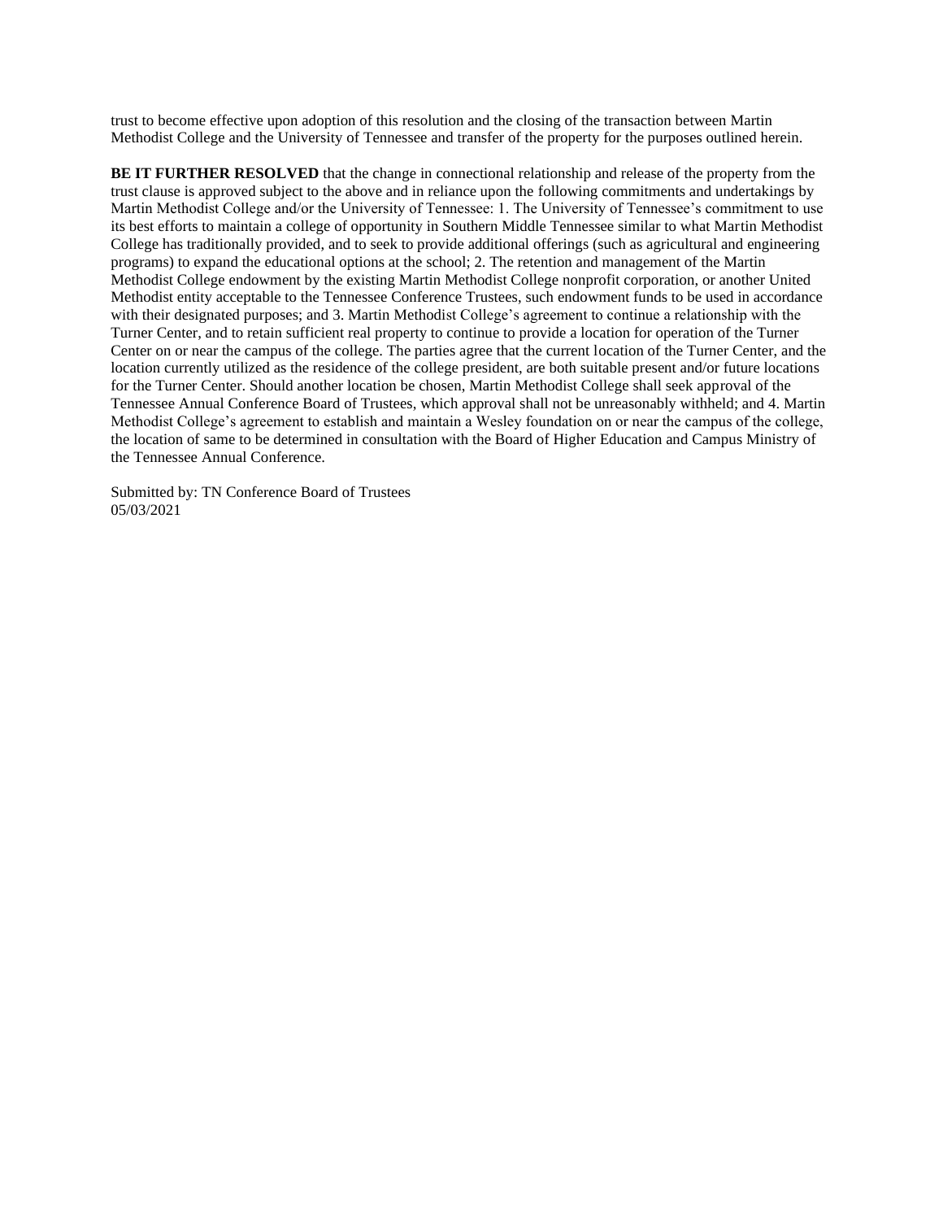trust to become effective upon adoption of this resolution and the closing of the transaction between Martin Methodist College and the University of Tennessee and transfer of the property for the purposes outlined herein.

**BE IT FURTHER RESOLVED** that the change in connectional relationship and release of the property from the trust clause is approved subject to the above and in reliance upon the following commitments and undertakings by Martin Methodist College and/or the University of Tennessee: 1. The University of Tennessee's commitment to use its best efforts to maintain a college of opportunity in Southern Middle Tennessee similar to what Martin Methodist College has traditionally provided, and to seek to provide additional offerings (such as agricultural and engineering programs) to expand the educational options at the school; 2. The retention and management of the Martin Methodist College endowment by the existing Martin Methodist College nonprofit corporation, or another United Methodist entity acceptable to the Tennessee Conference Trustees, such endowment funds to be used in accordance with their designated purposes; and 3. Martin Methodist College's agreement to continue a relationship with the Turner Center, and to retain sufficient real property to continue to provide a location for operation of the Turner Center on or near the campus of the college. The parties agree that the current location of the Turner Center, and the location currently utilized as the residence of the college president, are both suitable present and/or future locations for the Turner Center. Should another location be chosen, Martin Methodist College shall seek approval of the Tennessee Annual Conference Board of Trustees, which approval shall not be unreasonably withheld; and 4. Martin Methodist College's agreement to establish and maintain a Wesley foundation on or near the campus of the college, the location of same to be determined in consultation with the Board of Higher Education and Campus Ministry of the Tennessee Annual Conference.

Submitted by: TN Conference Board of Trustees
05/03/2021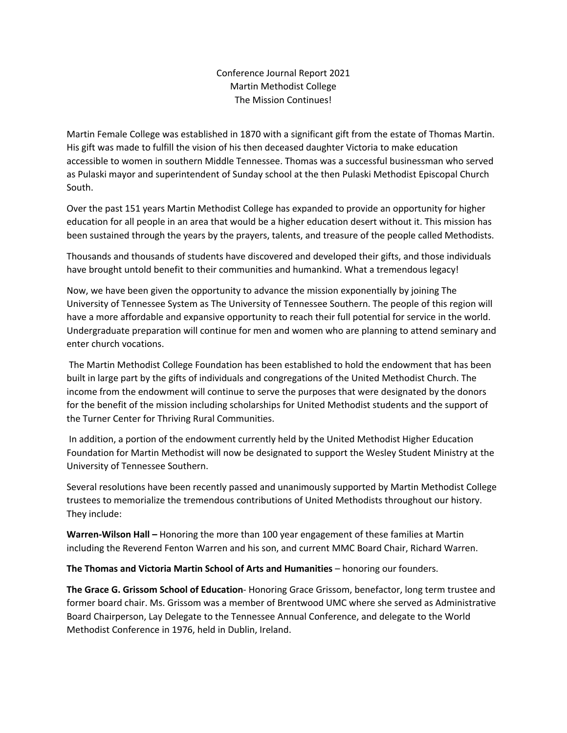# Conference Journal Report 2021
# Martin Methodist College
# The Mission Continues!

Martin Female College was established in 1870 with a significant gift from the estate of Thomas Martin. His gift was made to fulfill the vision of his then deceased daughter Victoria to make education accessible to women in southern Middle Tennessee. Thomas was a successful businessman who served as Pulaski mayor and superintendent of Sunday school at the then Pulaski Methodist Episcopal Church South.

Over the past 151 years Martin Methodist College has expanded to provide an opportunity for higher education for all people in an area that would be a higher education desert without it. This mission has been sustained through the years by the prayers, talents, and treasure of the people called Methodists.

Thousands and thousands of students have discovered and developed their gifts, and those individuals have brought untold benefit to their communities and humankind. What a tremendous legacy!

Now, we have been given the opportunity to advance the mission exponentially by joining The University of Tennessee System as The University of Tennessee Southern. The people of this region will have a more affordable and expansive opportunity to reach their full potential for service in the world. Undergraduate preparation will continue for men and women who are planning to attend seminary and enter church vocations.

The Martin Methodist College Foundation has been established to hold the endowment that has been built in large part by the gifts of individuals and congregations of the United Methodist Church. The income from the endowment will continue to serve the purposes that were designated by the donors for the benefit of the mission including scholarships for United Methodist students and the support of the Turner Center for Thriving Rural Communities.

In addition, a portion of the endowment currently held by the United Methodist Higher Education Foundation for Martin Methodist will now be designated to support the Wesley Student Ministry at the University of Tennessee Southern.

Several resolutions have been recently passed and unanimously supported by Martin Methodist College trustees to memorialize the tremendous contributions of United Methodists throughout our history. They include:

**Warren-Wilson Hall –** Honoring the more than 100 year engagement of these families at Martin including the Reverend Fenton Warren and his son, and current MMC Board Chair, Richard Warren.

**The Thomas and Victoria Martin School of Arts and Humanities** – honoring our founders.

**The Grace G. Grissom School of Education**- Honoring Grace Grissom, benefactor, long term trustee and former board chair. Ms. Grissom was a member of Brentwood UMC where she served as Administrative Board Chairperson, Lay Delegate to the Tennessee Annual Conference, and delegate to the World Methodist Conference in 1976, held in Dublin, Ireland.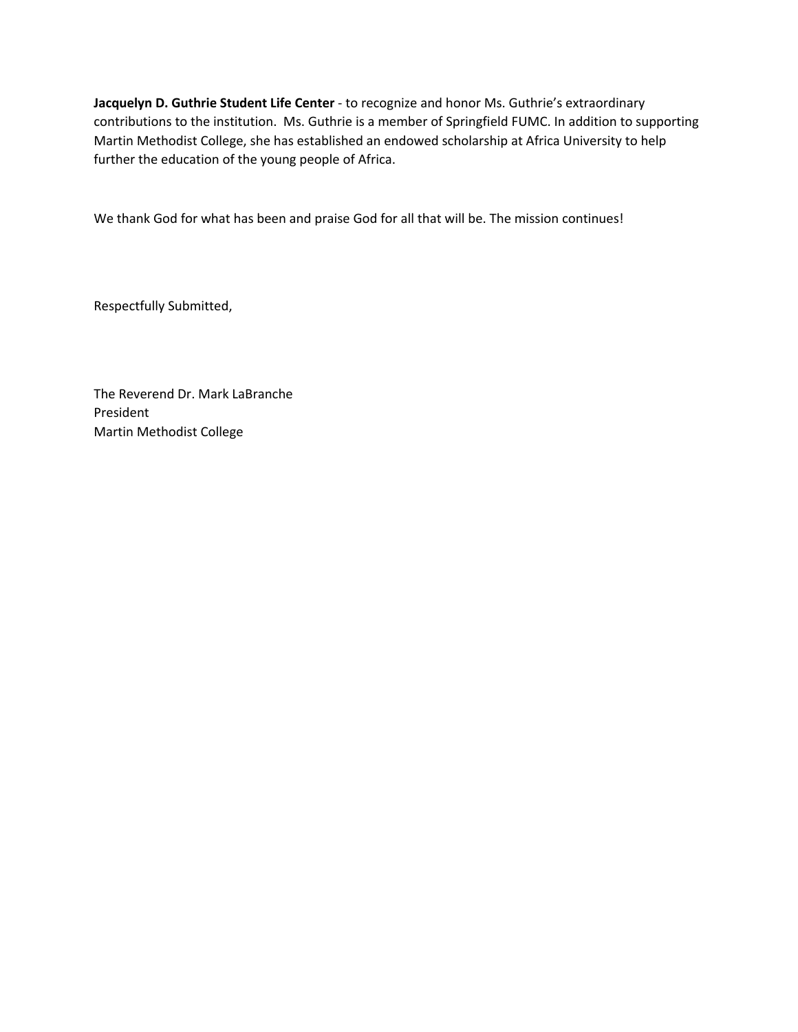**Jacquelyn D. Guthrie Student Life Center** - to recognize and honor Ms. Guthrie's extraordinary contributions to the institution. Ms. Guthrie is a member of Springfield FUMC. In addition to supporting Martin Methodist College, she has established an endowed scholarship at Africa University to help further the education of the young people of Africa.

We thank God for what has been and praise God for all that will be. The mission continues!

Respectfully Submitted,

The Reverend Dr. Mark LaBranche
President
Martin Methodist College